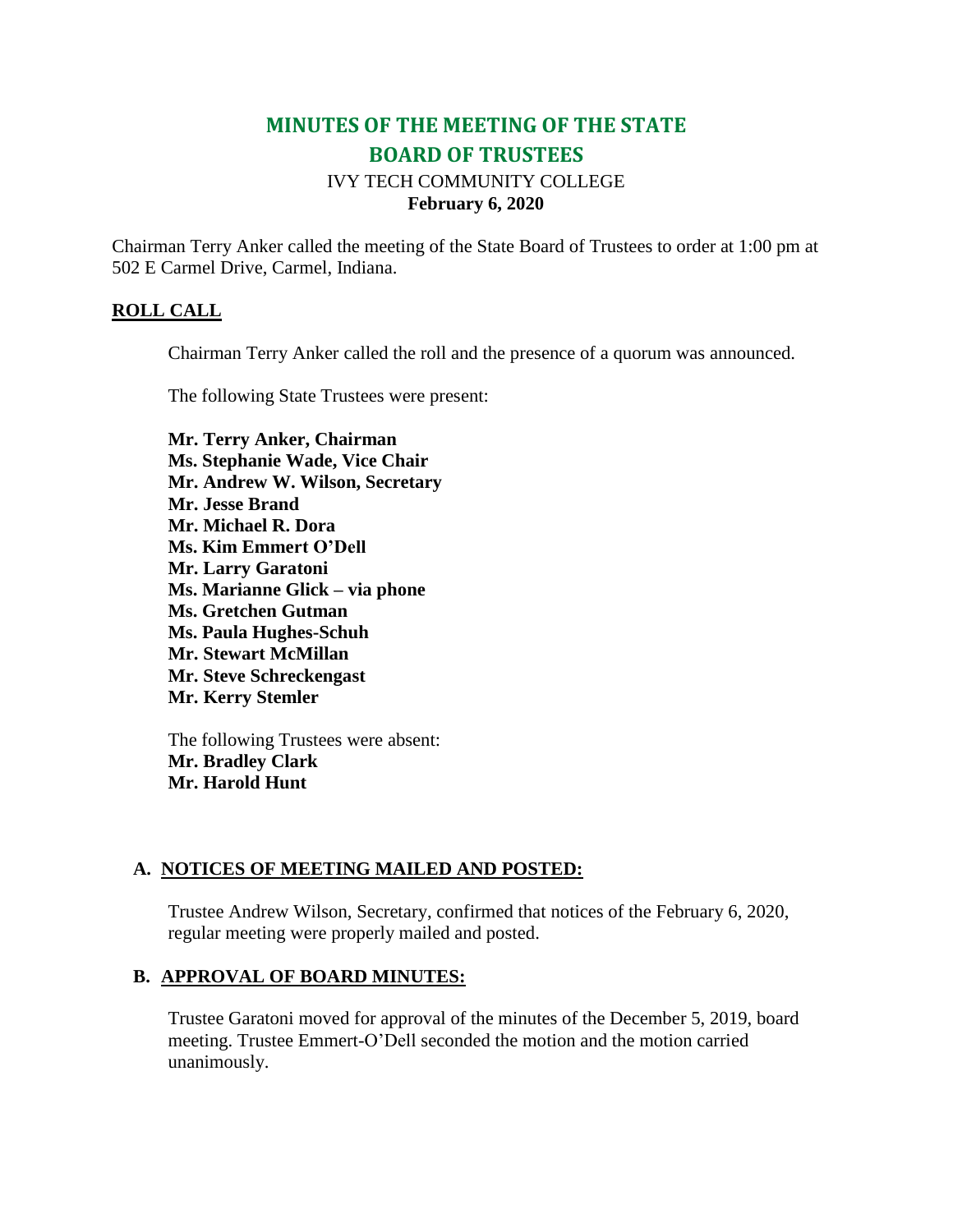# MINUTES OF THE MEETING OF THE STATE BOARD OF TRUSTEES

IVY TECH COMMUNITY COLLEGE

**February 6, 2020**

Chairman Terry Anker called the meeting of the State Board of Trustees to order at 1:00 pm at 502 E Carmel Drive, Carmel, Indiana.

## ROLL CALL

Chairman Terry Anker called the roll and the presence of a quorum was announced.

The following State Trustees were present:

**Mr. Terry Anker, Chairman**
**Ms. Stephanie Wade, Vice Chair**
**Mr. Andrew W. Wilson, Secretary**
**Mr. Jesse Brand**
**Mr. Michael R. Dora**
**Ms. Kim Emmert O'Dell**
**Mr. Larry Garatoni**
**Ms. Marianne Glick – via phone**
**Ms. Gretchen Gutman**
**Ms. Paula Hughes-Schuh**
**Mr. Stewart McMillan**
**Mr. Steve Schreckengast**
**Mr. Kerry Stemler**

The following Trustees were absent:
**Mr. Bradley Clark**
**Mr. Harold Hunt**

## A. NOTICES OF MEETING MAILED AND POSTED:

Trustee Andrew Wilson, Secretary, confirmed that notices of the February 6, 2020, regular meeting were properly mailed and posted.

## B. APPROVAL OF BOARD MINUTES:

Trustee Garatoni moved for approval of the minutes of the December 5, 2019, board meeting. Trustee Emmert-O'Dell seconded the motion and the motion carried unanimously.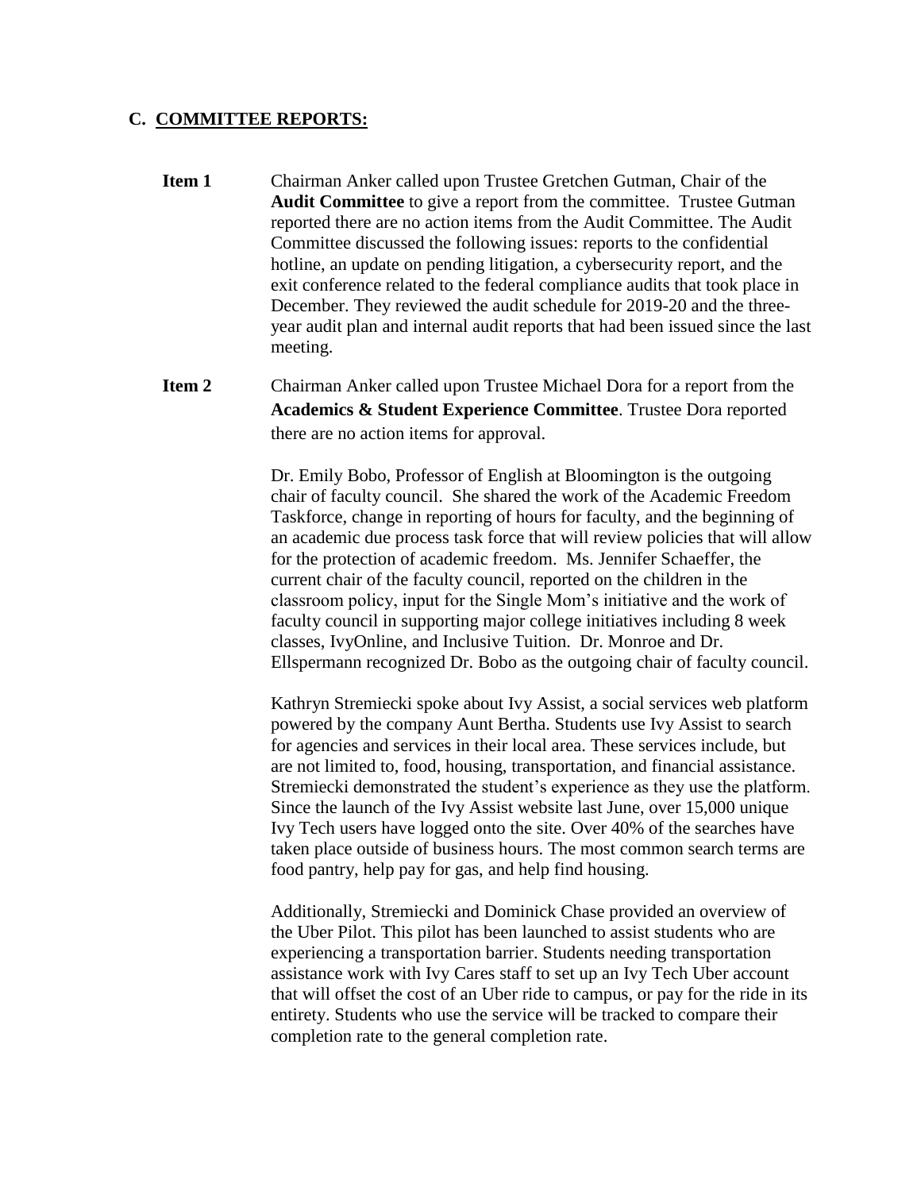## C. COMMITTEE REPORTS:

**Item 1** Chairman Anker called upon Trustee Gretchen Gutman, Chair of the **Audit Committee** to give a report from the committee. Trustee Gutman reported there are no action items from the Audit Committee. The Audit Committee discussed the following issues: reports to the confidential hotline, an update on pending litigation, a cybersecurity report, and the exit conference related to the federal compliance audits that took place in December. They reviewed the audit schedule for 2019-20 and the three-year audit plan and internal audit reports that had been issued since the last meeting.

**Item 2** Chairman Anker called upon Trustee Michael Dora for a report from the **Academics & Student Experience Committee**. Trustee Dora reported there are no action items for approval.

Dr. Emily Bobo, Professor of English at Bloomington is the outgoing chair of faculty council. She shared the work of the Academic Freedom Taskforce, change in reporting of hours for faculty, and the beginning of an academic due process task force that will review policies that will allow for the protection of academic freedom. Ms. Jennifer Schaeffer, the current chair of the faculty council, reported on the children in the classroom policy, input for the Single Mom's initiative and the work of faculty council in supporting major college initiatives including 8 week classes, IvyOnline, and Inclusive Tuition. Dr. Monroe and Dr. Ellspermann recognized Dr. Bobo as the outgoing chair of faculty council.

Kathryn Stremiecki spoke about Ivy Assist, a social services web platform powered by the company Aunt Bertha. Students use Ivy Assist to search for agencies and services in their local area. These services include, but are not limited to, food, housing, transportation, and financial assistance. Stremiecki demonstrated the student's experience as they use the platform. Since the launch of the Ivy Assist website last June, over 15,000 unique Ivy Tech users have logged onto the site. Over 40% of the searches have taken place outside of business hours. The most common search terms are food pantry, help pay for gas, and help find housing.

Additionally, Stremiecki and Dominick Chase provided an overview of the Uber Pilot. This pilot has been launched to assist students who are experiencing a transportation barrier. Students needing transportation assistance work with Ivy Cares staff to set up an Ivy Tech Uber account that will offset the cost of an Uber ride to campus, or pay for the ride in its entirety. Students who use the service will be tracked to compare their completion rate to the general completion rate.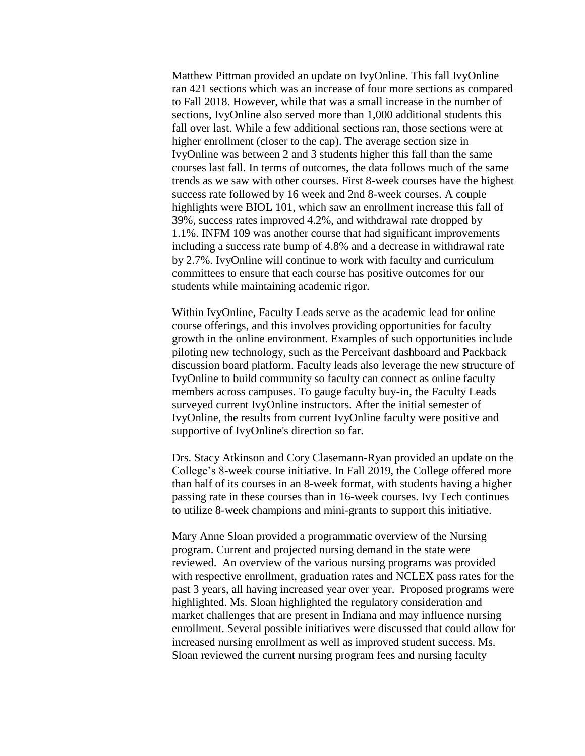Matthew Pittman provided an update on IvyOnline. This fall IvyOnline ran 421 sections which was an increase of four more sections as compared to Fall 2018. However, while that was a small increase in the number of sections, IvyOnline also served more than 1,000 additional students this fall over last. While a few additional sections ran, those sections were at higher enrollment (closer to the cap). The average section size in IvyOnline was between 2 and 3 students higher this fall than the same courses last fall. In terms of outcomes, the data follows much of the same trends as we saw with other courses. First 8-week courses have the highest success rate followed by 16 week and 2nd 8-week courses. A couple highlights were BIOL 101, which saw an enrollment increase this fall of 39%, success rates improved 4.2%, and withdrawal rate dropped by 1.1%. INFM 109 was another course that had significant improvements including a success rate bump of 4.8% and a decrease in withdrawal rate by 2.7%. IvyOnline will continue to work with faculty and curriculum committees to ensure that each course has positive outcomes for our students while maintaining academic rigor.

Within IvyOnline, Faculty Leads serve as the academic lead for online course offerings, and this involves providing opportunities for faculty growth in the online environment. Examples of such opportunities include piloting new technology, such as the Perceivant dashboard and Packback discussion board platform. Faculty leads also leverage the new structure of IvyOnline to build community so faculty can connect as online faculty members across campuses. To gauge faculty buy-in, the Faculty Leads surveyed current IvyOnline instructors. After the initial semester of IvyOnline, the results from current IvyOnline faculty were positive and supportive of IvyOnline's direction so far.

Drs. Stacy Atkinson and Cory Clasemann-Ryan provided an update on the College's 8-week course initiative. In Fall 2019, the College offered more than half of its courses in an 8-week format, with students having a higher passing rate in these courses than in 16-week courses. Ivy Tech continues to utilize 8-week champions and mini-grants to support this initiative.

Mary Anne Sloan provided a programmatic overview of the Nursing program. Current and projected nursing demand in the state were reviewed. An overview of the various nursing programs was provided with respective enrollment, graduation rates and NCLEX pass rates for the past 3 years, all having increased year over year. Proposed programs were highlighted. Ms. Sloan highlighted the regulatory consideration and market challenges that are present in Indiana and may influence nursing enrollment. Several possible initiatives were discussed that could allow for increased nursing enrollment as well as improved student success. Ms. Sloan reviewed the current nursing program fees and nursing faculty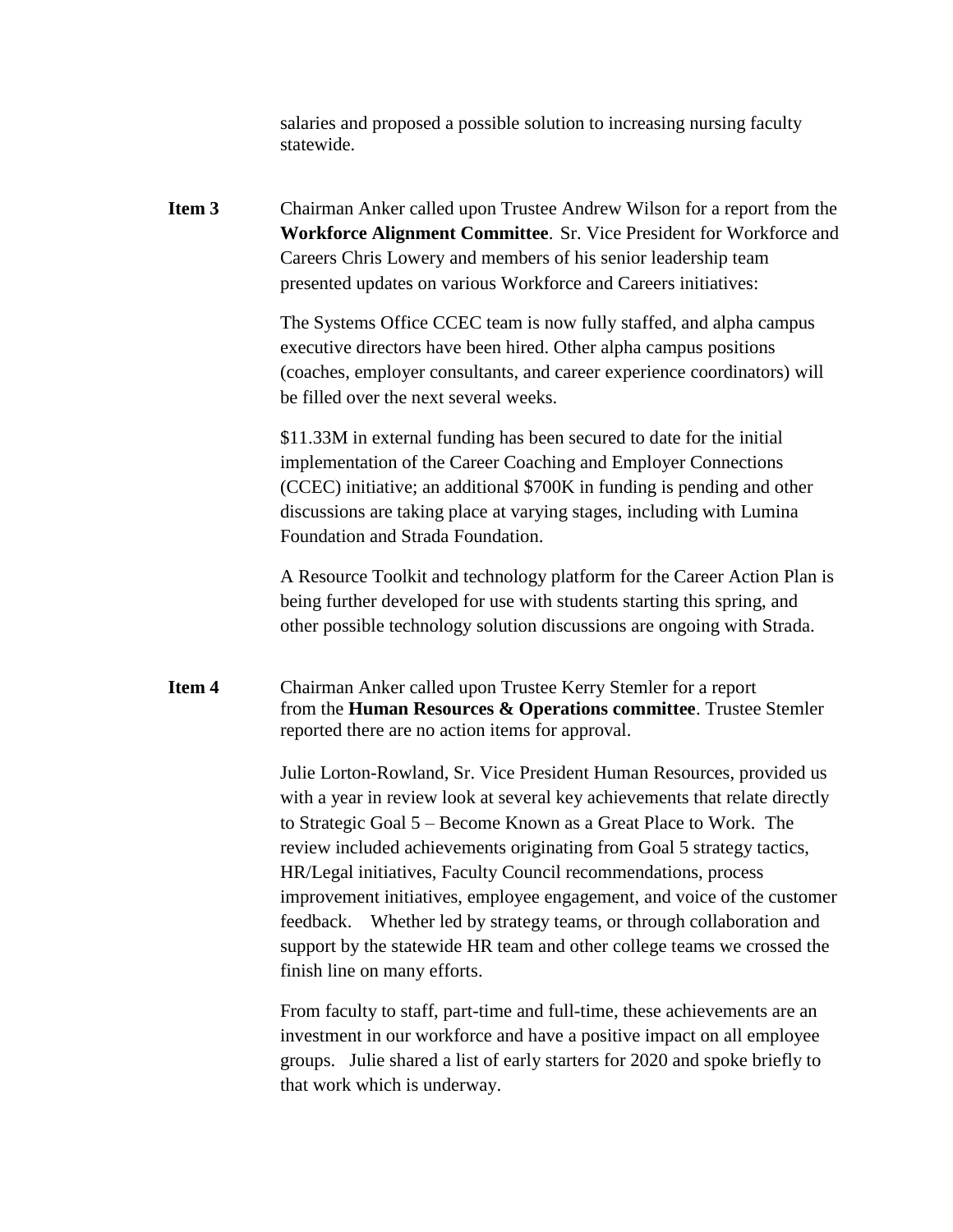salaries and proposed a possible solution to increasing nursing faculty statewide.

**Item 3** Chairman Anker called upon Trustee Andrew Wilson for a report from the **Workforce Alignment Committee**. Sr. Vice President for Workforce and Careers Chris Lowery and members of his senior leadership team presented updates on various Workforce and Careers initiatives:

The Systems Office CCEC team is now fully staffed, and alpha campus executive directors have been hired. Other alpha campus positions (coaches, employer consultants, and career experience coordinators) will be filled over the next several weeks.

$11.33M in external funding has been secured to date for the initial implementation of the Career Coaching and Employer Connections (CCEC) initiative; an additional $700K in funding is pending and other discussions are taking place at varying stages, including with Lumina Foundation and Strada Foundation.

A Resource Toolkit and technology platform for the Career Action Plan is being further developed for use with students starting this spring, and other possible technology solution discussions are ongoing with Strada.

**Item 4** Chairman Anker called upon Trustee Kerry Stemler for a report from the **Human Resources & Operations committee**. Trustee Stemler reported there are no action items for approval.

Julie Lorton-Rowland, Sr. Vice President Human Resources, provided us with a year in review look at several key achievements that relate directly to Strategic Goal 5 – Become Known as a Great Place to Work. The review included achievements originating from Goal 5 strategy tactics, HR/Legal initiatives, Faculty Council recommendations, process improvement initiatives, employee engagement, and voice of the customer feedback. Whether led by strategy teams, or through collaboration and support by the statewide HR team and other college teams we crossed the finish line on many efforts.

From faculty to staff, part-time and full-time, these achievements are an investment in our workforce and have a positive impact on all employee groups. Julie shared a list of early starters for 2020 and spoke briefly to that work which is underway.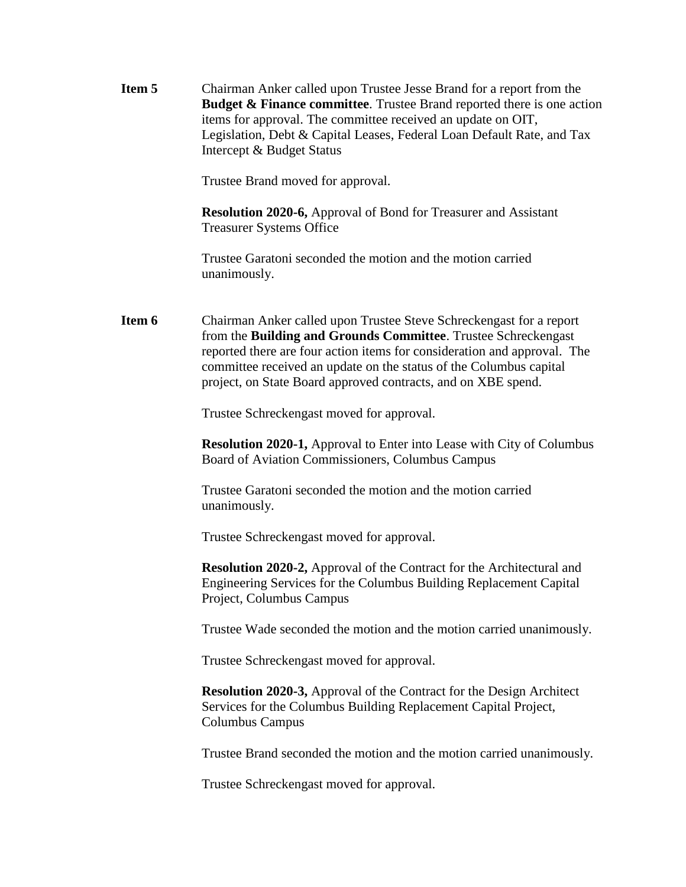**Item 5** Chairman Anker called upon Trustee Jesse Brand for a report from the **Budget & Finance committee**. Trustee Brand reported there is one action items for approval. The committee received an update on OIT, Legislation, Debt & Capital Leases, Federal Loan Default Rate, and Tax Intercept & Budget Status

Trustee Brand moved for approval.

**Resolution 2020-6,** Approval of Bond for Treasurer and Assistant Treasurer Systems Office

Trustee Garatoni seconded the motion and the motion carried unanimously.

**Item 6** Chairman Anker called upon Trustee Steve Schreckengast for a report from the **Building and Grounds Committee**. Trustee Schreckengast reported there are four action items for consideration and approval. The committee received an update on the status of the Columbus capital project, on State Board approved contracts, and on XBE spend.

Trustee Schreckengast moved for approval.

**Resolution 2020-1,** Approval to Enter into Lease with City of Columbus Board of Aviation Commissioners, Columbus Campus

Trustee Garatoni seconded the motion and the motion carried unanimously.

Trustee Schreckengast moved for approval.

**Resolution 2020-2,** Approval of the Contract for the Architectural and Engineering Services for the Columbus Building Replacement Capital Project, Columbus Campus

Trustee Wade seconded the motion and the motion carried unanimously.

Trustee Schreckengast moved for approval.

**Resolution 2020-3,** Approval of the Contract for the Design Architect Services for the Columbus Building Replacement Capital Project, Columbus Campus

Trustee Brand seconded the motion and the motion carried unanimously.

Trustee Schreckengast moved for approval.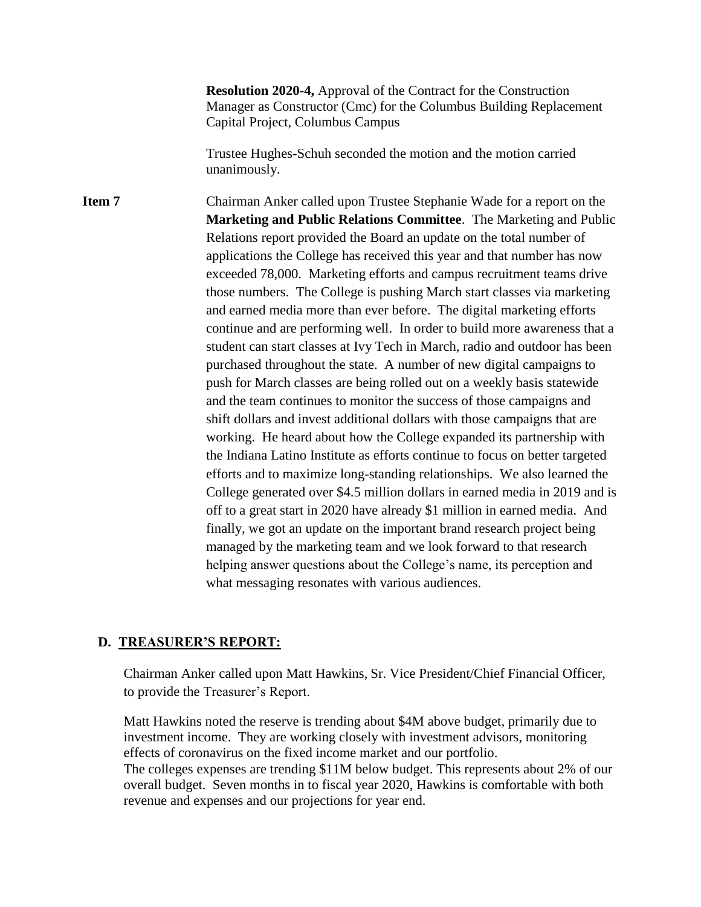**Resolution 2020-4,** Approval of the Contract for the Construction Manager as Constructor (Cmc) for the Columbus Building Replacement Capital Project, Columbus Campus

Trustee Hughes-Schuh seconded the motion and the motion carried unanimously.

**Item 7** Chairman Anker called upon Trustee Stephanie Wade for a report on the **Marketing and Public Relations Committee**. The Marketing and Public Relations report provided the Board an update on the total number of applications the College has received this year and that number has now exceeded 78,000. Marketing efforts and campus recruitment teams drive those numbers. The College is pushing March start classes via marketing and earned media more than ever before. The digital marketing efforts continue and are performing well. In order to build more awareness that a student can start classes at Ivy Tech in March, radio and outdoor has been purchased throughout the state. A number of new digital campaigns to push for March classes are being rolled out on a weekly basis statewide and the team continues to monitor the success of those campaigns and shift dollars and invest additional dollars with those campaigns that are working. He heard about how the College expanded its partnership with the Indiana Latino Institute as efforts continue to focus on better targeted efforts and to maximize long-standing relationships. We also learned the College generated over $4.5 million dollars in earned media in 2019 and is off to a great start in 2020 have already $1 million in earned media. And finally, we got an update on the important brand research project being managed by the marketing team and we look forward to that research helping answer questions about the College's name, its perception and what messaging resonates with various audiences.

## D. TREASURER'S REPORT:

Chairman Anker called upon Matt Hawkins, Sr. Vice President/Chief Financial Officer, to provide the Treasurer's Report.

Matt Hawkins noted the reserve is trending about $4M above budget, primarily due to investment income. They are working closely with investment advisors, monitoring effects of coronavirus on the fixed income market and our portfolio.
The colleges expenses are trending $11M below budget. This represents about 2% of our overall budget. Seven months in to fiscal year 2020, Hawkins is comfortable with both revenue and expenses and our projections for year end.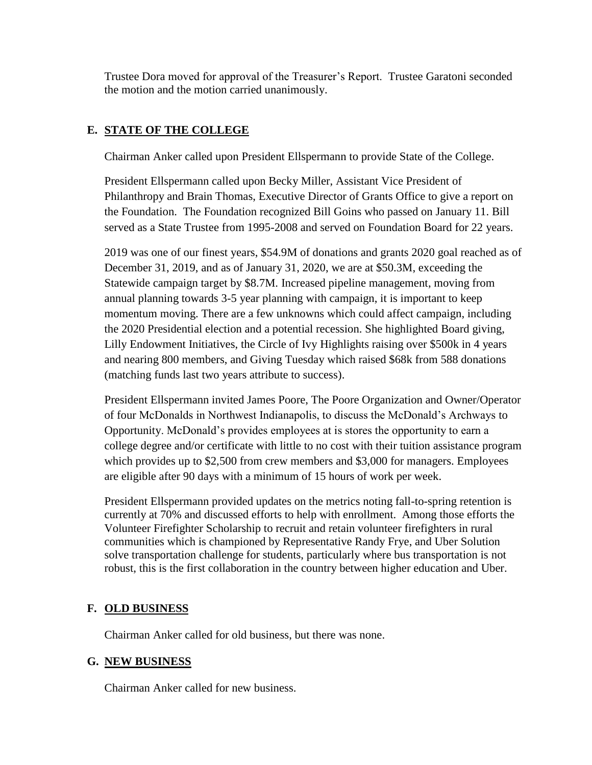Trustee Dora moved for approval of the Treasurer's Report. Trustee Garatoni seconded the motion and the motion carried unanimously.

## E. STATE OF THE COLLEGE

Chairman Anker called upon President Ellspermann to provide State of the College.

President Ellspermann called upon Becky Miller, Assistant Vice President of Philanthropy and Brain Thomas, Executive Director of Grants Office to give a report on the Foundation. The Foundation recognized Bill Goins who passed on January 11. Bill served as a State Trustee from 1995-2008 and served on Foundation Board for 22 years.

2019 was one of our finest years, $54.9M of donations and grants 2020 goal reached as of December 31, 2019, and as of January 31, 2020, we are at $50.3M, exceeding the Statewide campaign target by $8.7M. Increased pipeline management, moving from annual planning towards 3-5 year planning with campaign, it is important to keep momentum moving. There are a few unknowns which could affect campaign, including the 2020 Presidential election and a potential recession. She highlighted Board giving, Lilly Endowment Initiatives, the Circle of Ivy Highlights raising over $500k in 4 years and nearing 800 members, and Giving Tuesday which raised $68k from 588 donations (matching funds last two years attribute to success).

President Ellspermann invited James Poore, The Poore Organization and Owner/Operator of four McDonalds in Northwest Indianapolis, to discuss the McDonald's Archways to Opportunity. McDonald's provides employees at is stores the opportunity to earn a college degree and/or certificate with little to no cost with their tuition assistance program which provides up to $2,500 from crew members and $3,000 for managers. Employees are eligible after 90 days with a minimum of 15 hours of work per week.

President Ellspermann provided updates on the metrics noting fall-to-spring retention is currently at 70% and discussed efforts to help with enrollment. Among those efforts the Volunteer Firefighter Scholarship to recruit and retain volunteer firefighters in rural communities which is championed by Representative Randy Frye, and Uber Solution solve transportation challenge for students, particularly where bus transportation is not robust, this is the first collaboration in the country between higher education and Uber.

## F. OLD BUSINESS

Chairman Anker called for old business, but there was none.

## G. NEW BUSINESS

Chairman Anker called for new business.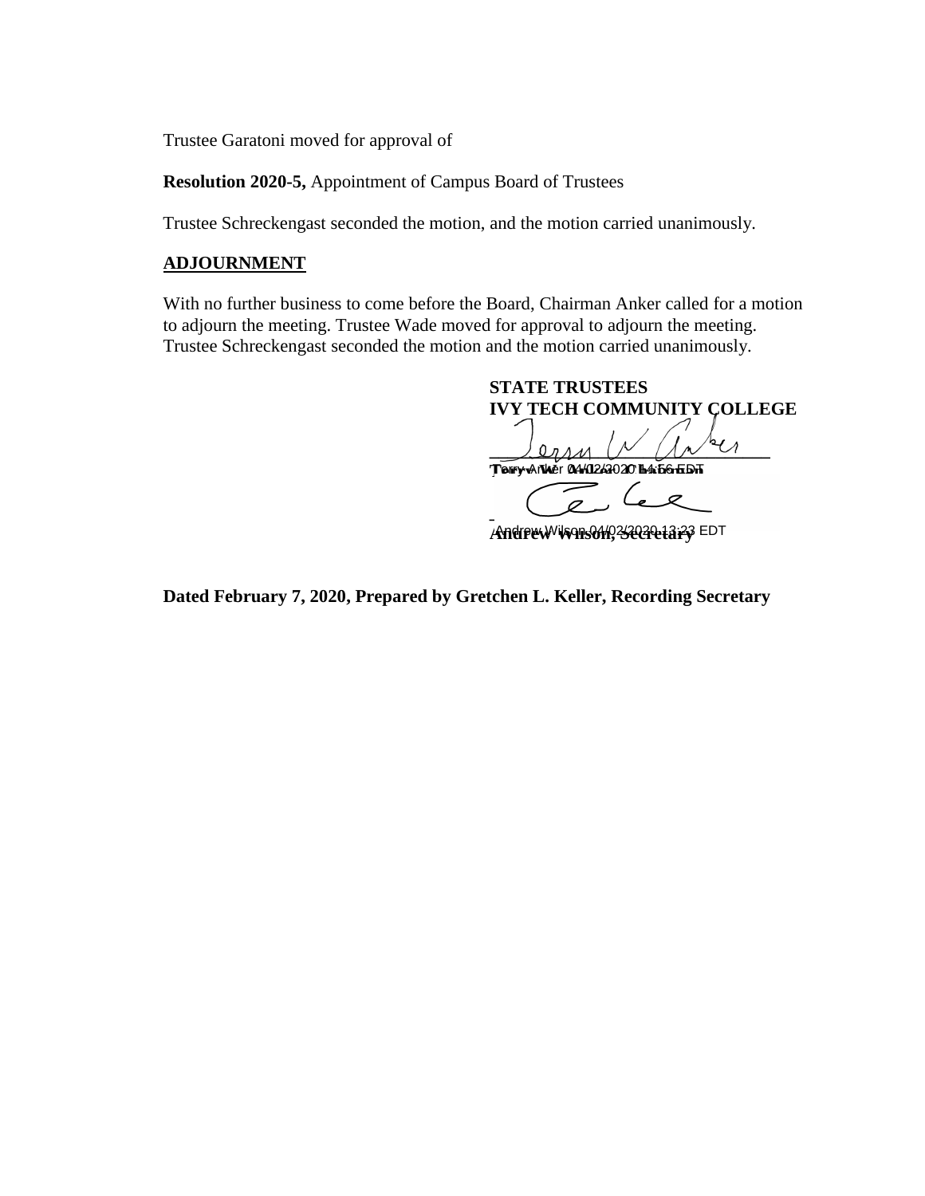Trustee Garatoni moved for approval of

**Resolution 2020-5,** Appointment of Campus Board of Trustees

Trustee Schreckengast seconded the motion, and the motion carried unanimously.

**ADJOURNMENT**

With no further business to come before the Board, Chairman Anker called for a motion to adjourn the meeting. Trustee Wade moved for approval to adjourn the meeting. Trustee Schreckengast seconded the motion and the motion carried unanimously.

**STATE TRUSTEES**
**IVY TECH COMMUNITY COLLEGE**

Terry Anker 04/02/2020 14:56 EDT
**Terry Anker, Chairman**

Andrew Wilson 04/02/2020 13:23 EDT
**Andrew Wilson, Secretary**

**Dated February 7, 2020, Prepared by Gretchen L. Keller, Recording Secretary**